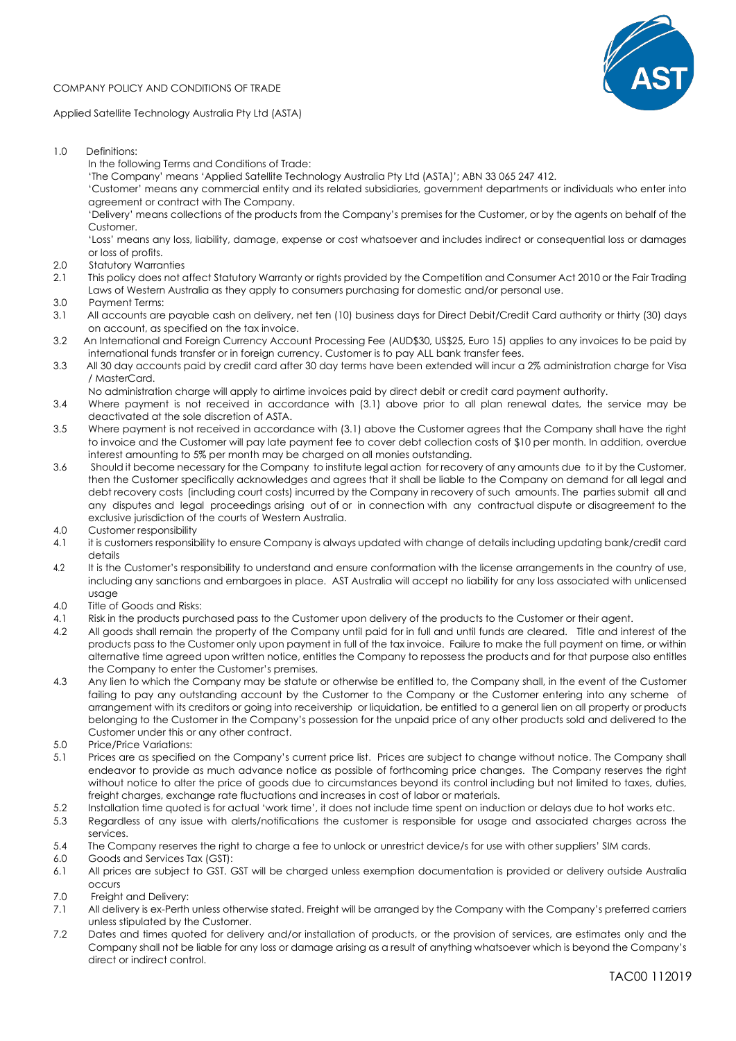COMPANY POLICY AND CONDITIONS OF TRADE

Applied Satellite Technology Australia Pty Ltd (ASTA)

1.0 Definitions:

In the following Terms and Conditions of Trade:

'The Company' means 'Applied Satellite Technology Australia Pty Ltd (ASTA)'; ABN 33 065 247 412.

'Customer' means any commercial entity and its related subsidiaries, government departments or individuals who enter into agreement or contract with The Company.

'Delivery' means collections of the products from the Company's premises for the Customer, or by the agents on behalf of the Customer.

'Loss' means any loss, liability, damage, expense or cost whatsoever and includes indirect or consequential loss or damages or loss of profits.

2.0 Statutory Warranties

2.1 This policy does not affect Statutory Warranty or rights provided by the Competition and Consumer Act 2010 or the Fair Trading Laws of Western Australia as they apply to consumers purchasing for domestic and/or personal use.

3.0 Payment Terms:

3.1 All accounts are payable cash on delivery, net ten (10) business days for Direct Debit/Credit Card authority or thirty (30) days on account, as specified on the tax invoice.

3.2 An International and Foreign Currency Account Processing Fee (AUD$30, US$25, Euro 15) applies to any invoices to be paid by international funds transfer or in foreign currency. Customer is to pay ALL bank transfer fees.

3.3 All 30 day accounts paid by credit card after 30 day terms have been extended will incur a 2% administration charge for Visa / MasterCard.

No administration charge will apply to airtime invoices paid by direct debit or credit card payment authority.

3.4 Where payment is not received in accordance with (3.1) above prior to all plan renewal dates, the service may be deactivated at the sole discretion of ASTA.

3.5 Where payment is not received in accordance with (3.1) above the Customer agrees that the Company shall have the right to invoice and the Customer will pay late payment fee to cover debt collection costs of $10 per month. In addition, overdue interest amounting to 5% per month may be charged on all monies outstanding.

3.6 Should it become necessary for the Company to institute legal action for recovery of any amounts due to it by the Customer, then the Customer specifically acknowledges and agrees that it shall be liable to the Company on demand for all legal and debt recovery costs (including court costs) incurred by the Company in recovery of such amounts. The parties submit all and any disputes and legal proceedings arising out of or in connection with any contractual dispute or disagreement to the exclusive jurisdiction of the courts of Western Australia.

4.0 Customer responsibility

4.1 it is customers responsibility to ensure Company is always updated with change of details including updating bank/credit card details

4.2 It is the Customer's responsibility to understand and ensure conformation with the license arrangements in the country of use, including any sanctions and embargoes in place. AST Australia will accept no liability for any loss associated with unlicensed usage

4.0 Title of Goods and Risks:

4.1 Risk in the products purchased pass to the Customer upon delivery of the products to the Customer or their agent.

4.2 All goods shall remain the property of the Company until paid for in full and until funds are cleared. Title and interest of the products pass to the Customer only upon payment in full of the tax invoice. Failure to make the full payment on time, or within alternative time agreed upon written notice, entitles the Company to repossess the products and for that purpose also entitles the Company to enter the Customer's premises.

4.3 Any lien to which the Company may be statute or otherwise be entitled to, the Company shall, in the event of the Customer failing to pay any outstanding account by the Customer to the Company or the Customer entering into any scheme of arrangement with its creditors or going into receivership or liquidation, be entitled to a general lien on all property or products belonging to the Customer in the Company's possession for the unpaid price of any other products sold and delivered to the Customer under this or any other contract.

5.0 Price/Price Variations:

5.1 Prices are as specified on the Company's current price list. Prices are subject to change without notice. The Company shall endeavor to provide as much advance notice as possible of forthcoming price changes. The Company reserves the right without notice to alter the price of goods due to circumstances beyond its control including but not limited to taxes, duties, freight charges, exchange rate fluctuations and increases in cost of labor or materials.

5.2 Installation time quoted is for actual 'work time', it does not include time spent on induction or delays due to hot works etc.

5.3 Regardless of any issue with alerts/notifications the customer is responsible for usage and associated charges across the services.

5.4 The Company reserves the right to charge a fee to unlock or unrestrict device/s for use with other suppliers' SIM cards.

6.0 Goods and Services Tax (GST):

6.1 All prices are subject to GST. GST will be charged unless exemption documentation is provided or delivery outside Australia occurs

7.0 Freight and Delivery:

7.1 All delivery is ex-Perth unless otherwise stated. Freight will be arranged by the Company with the Company's preferred carriers unless stipulated by the Customer.

7.2 Dates and times quoted for delivery and/or installation of products, or the provision of services, are estimates only and the Company shall not be liable for any loss or damage arising as a result of anything whatsoever which is beyond the Company's direct or indirect control.

TAC00 112019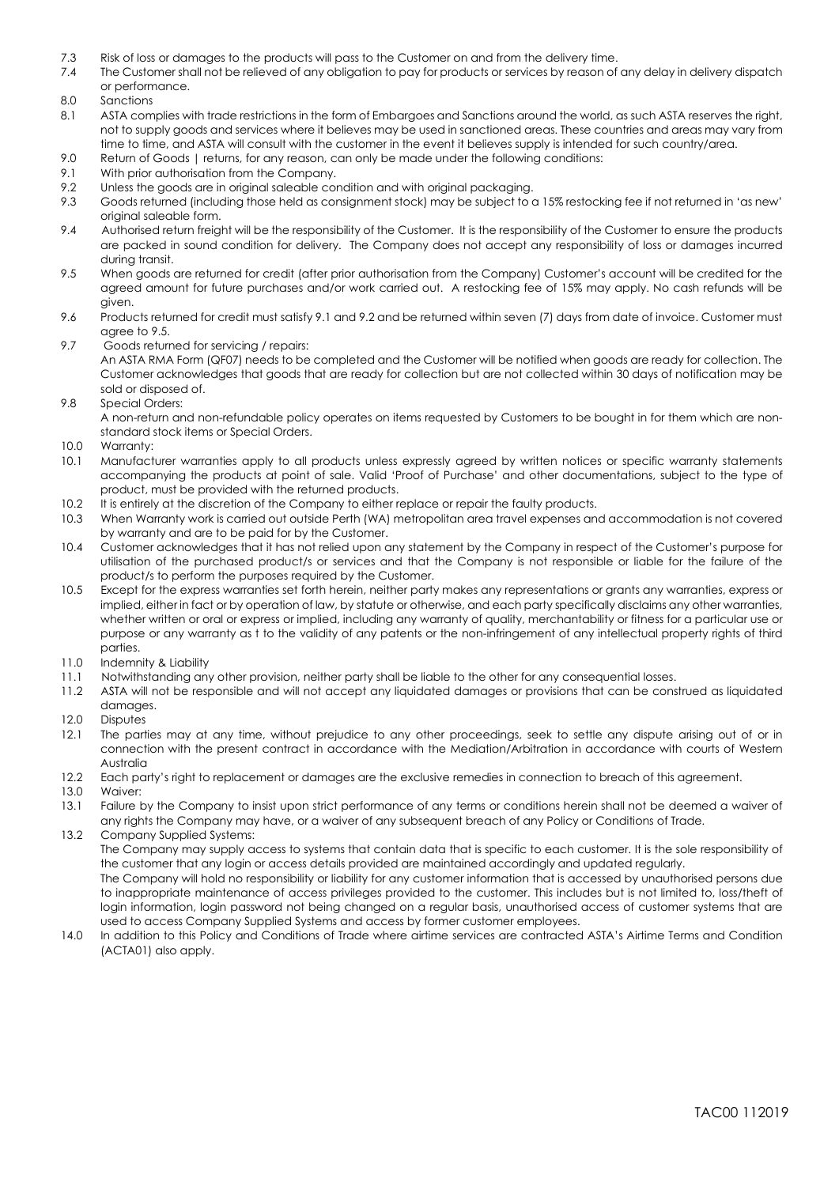7.3 Risk of loss or damages to the products will pass to the Customer on and from the delivery time.

7.4 The Customer shall not be relieved of any obligation to pay for products or services by reason of any delay in delivery dispatch or performance.

8.0 Sanctions

8.1 ASTA complies with trade restrictions in the form of Embargoes and Sanctions around the world, as such ASTA reserves the right, not to supply goods and services where it believes may be used in sanctioned areas. These countries and areas may vary from time to time, and ASTA will consult with the customer in the event it believes supply is intended for such country/area.

9.0 Return of Goods | returns, for any reason, can only be made under the following conditions:

9.1 With prior authorisation from the Company.

9.2 Unless the goods are in original saleable condition and with original packaging.

9.3 Goods returned (including those held as consignment stock) may be subject to a 15% restocking fee if not returned in 'as new' original saleable form.

9.4 Authorised return freight will be the responsibility of the Customer. It is the responsibility of the Customer to ensure the products are packed in sound condition for delivery. The Company does not accept any responsibility of loss or damages incurred during transit.

9.5 When goods are returned for credit (after prior authorisation from the Company) Customer's account will be credited for the agreed amount for future purchases and/or work carried out. A restocking fee of 15% may apply. No cash refunds will be given.

9.6 Products returned for credit must satisfy 9.1 and 9.2 and be returned within seven (7) days from date of invoice. Customer must agree to 9.5.

9.7 Goods returned for servicing / repairs:
An ASTA RMA Form (QF07) needs to be completed and the Customer will be notified when goods are ready for collection. The Customer acknowledges that goods that are ready for collection but are not collected within 30 days of notification may be sold or disposed of.

9.8 Special Orders:
A non-return and non-refundable policy operates on items requested by Customers to be bought in for them which are non-standard stock items or Special Orders.

10.0 Warranty:

10.1 Manufacturer warranties apply to all products unless expressly agreed by written notices or specific warranty statements accompanying the products at point of sale. Valid 'Proof of Purchase' and other documentations, subject to the type of product, must be provided with the returned products.

10.2 It is entirely at the discretion of the Company to either replace or repair the faulty products.

10.3 When Warranty work is carried out outside Perth (WA) metropolitan area travel expenses and accommodation is not covered by warranty and are to be paid for by the Customer.

10.4 Customer acknowledges that it has not relied upon any statement by the Company in respect of the Customer's purpose for utilisation of the purchased product/s or services and that the Company is not responsible or liable for the failure of the product/s to perform the purposes required by the Customer.

10.5 Except for the express warranties set forth herein, neither party makes any representations or grants any warranties, express or implied, either in fact or by operation of law, by statute or otherwise, and each party specifically disclaims any other warranties, whether written or oral or express or implied, including any warranty of quality, merchantability or fitness for a particular use or purpose or any warranty as t to the validity of any patents or the non-infringement of any intellectual property rights of third parties.

11.0 Indemnity & Liability

11.1 Notwithstanding any other provision, neither party shall be liable to the other for any consequential losses.

11.2 ASTA will not be responsible and will not accept any liquidated damages or provisions that can be construed as liquidated damages.

12.0 Disputes

12.1 The parties may at any time, without prejudice to any other proceedings, seek to settle any dispute arising out of or in connection with the present contract in accordance with the Mediation/Arbitration in accordance with courts of Western Australia

12.2 Each party's right to replacement or damages are the exclusive remedies in connection to breach of this agreement.

13.0 Waiver:

13.1 Failure by the Company to insist upon strict performance of any terms or conditions herein shall not be deemed a waiver of any rights the Company may have, or a waiver of any subsequent breach of any Policy or Conditions of Trade.

13.2 Company Supplied Systems:
The Company may supply access to systems that contain data that is specific to each customer. It is the sole responsibility of the customer that any login or access details provided are maintained accordingly and updated regularly.
The Company will hold no responsibility or liability for any customer information that is accessed by unauthorised persons due to inappropriate maintenance of access privileges provided to the customer. This includes but is not limited to, loss/theft of login information, login password not being changed on a regular basis, unauthorised access of customer systems that are used to access Company Supplied Systems and access by former customer employees.

14.0 In addition to this Policy and Conditions of Trade where airtime services are contracted ASTA's Airtime Terms and Condition (ACTA01) also apply.

TAC00 112019